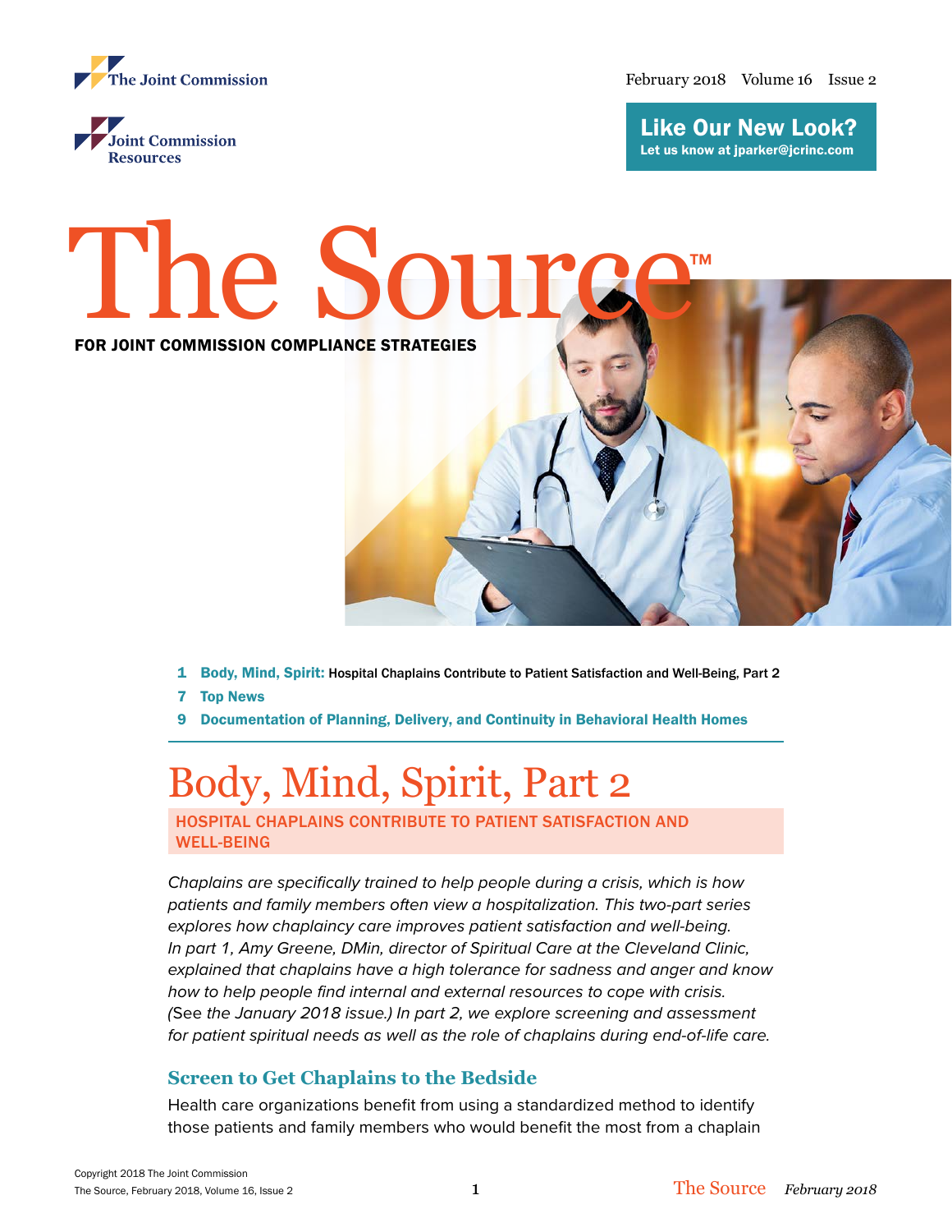The Joint Commission

Joint Commission Resources

February 2018 Volume 16 Issue 2

**Like Our New Look?**
Let us know at jparker@jcrinc.com

# The Source™

**FOR JOINT COMMISSION COMPLIANCE STRATEGIES**

1 **Body, Mind, Spirit:** Hospital Chaplains Contribute to Patient Satisfaction and Well-Being, Part 2

7 **Top News**

9 **Documentation of Planning, Delivery, and Continuity in Behavioral Health Homes**

# Body, Mind, Spirit, Part 2

**HOSPITAL CHAPLAINS CONTRIBUTE TO PATIENT SATISFACTION AND WELL-BEING**

*Chaplains are specifically trained to help people during a crisis, which is how patients and family members often view a hospitalization. This two-part series explores how chaplaincy care improves patient satisfaction and well-being. In part 1, Amy Greene, DMin, director of Spiritual Care at the Cleveland Clinic, explained that chaplains have a high tolerance for sadness and anger and know how to help people find internal and external resources to cope with crisis.* (See *the January 2018 issue.) In part 2, we explore screening and assessment for patient spiritual needs as well as the role of chaplains during end-of-life care.*

## Screen to Get Chaplains to the Bedside

Health care organizations benefit from using a standardized method to identify those patients and family members who would benefit the most from a chaplain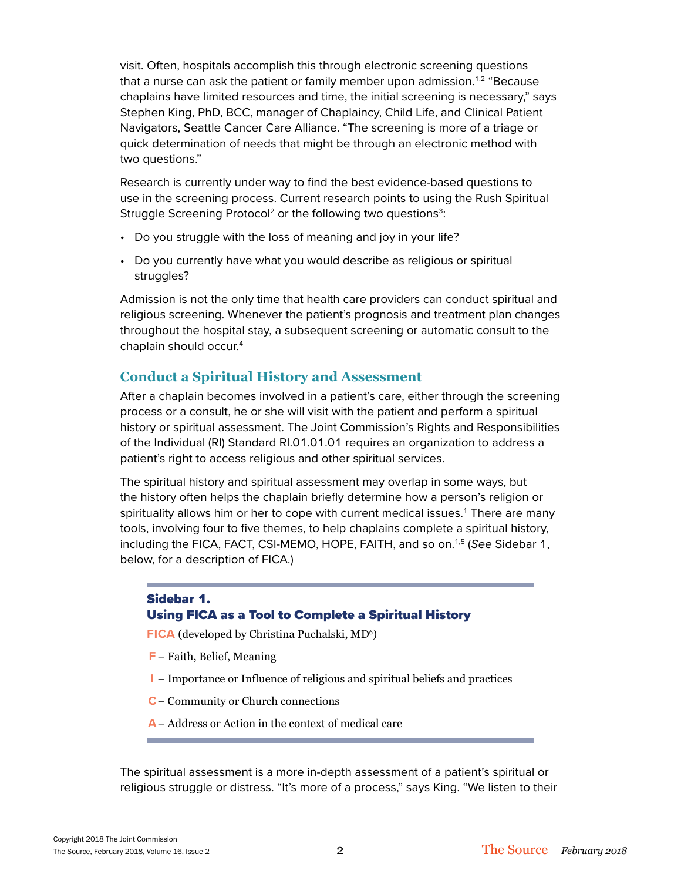visit. Often, hospitals accomplish this through electronic screening questions that a nurse can ask the patient or family member upon admission.[1,2] "Because chaplains have limited resources and time, the initial screening is necessary," says Stephen King, PhD, BCC, manager of Chaplaincy, Child Life, and Clinical Patient Navigators, Seattle Cancer Care Alliance. "The screening is more of a triage or quick determination of needs that might be through an electronic method with two questions."

Research is currently under way to find the best evidence-based questions to use in the screening process. Current research points to using the Rush Spiritual Struggle Screening Protocol[2] or the following two questions[3]:

- Do you struggle with the loss of meaning and joy in your life?
- Do you currently have what you would describe as religious or spiritual struggles?

Admission is not the only time that health care providers can conduct spiritual and religious screening. Whenever the patient's prognosis and treatment plan changes throughout the hospital stay, a subsequent screening or automatic consult to the chaplain should occur.[4]

## Conduct a Spiritual History and Assessment

After a chaplain becomes involved in a patient's care, either through the screening process or a consult, he or she will visit with the patient and perform a spiritual history or spiritual assessment. The Joint Commission's Rights and Responsibilities of the Individual (RI) Standard RI.01.01.01 requires an organization to address a patient's right to access religious and other spiritual services.

The spiritual history and spiritual assessment may overlap in some ways, but the history often helps the chaplain briefly determine how a person's religion or spirituality allows him or her to cope with current medical issues.[1] There are many tools, involving four to five themes, to help chaplains complete a spiritual history, including the FICA, FACT, CSI-MEMO, HOPE, FAITH, and so on.[1,5] (*See* Sidebar 1, below, for a description of FICA.)

### Sidebar 1. Using FICA as a Tool to Complete a Spiritual History

**FICA** (developed by Christina Puchalski, MD[6])

**F** – Faith, Belief, Meaning

**I** – Importance or Influence of religious and spiritual beliefs and practices

**C** – Community or Church connections

**A** – Address or Action in the context of medical care

The spiritual assessment is a more in-depth assessment of a patient's spiritual or religious struggle or distress. "It's more of a process," says King. "We listen to their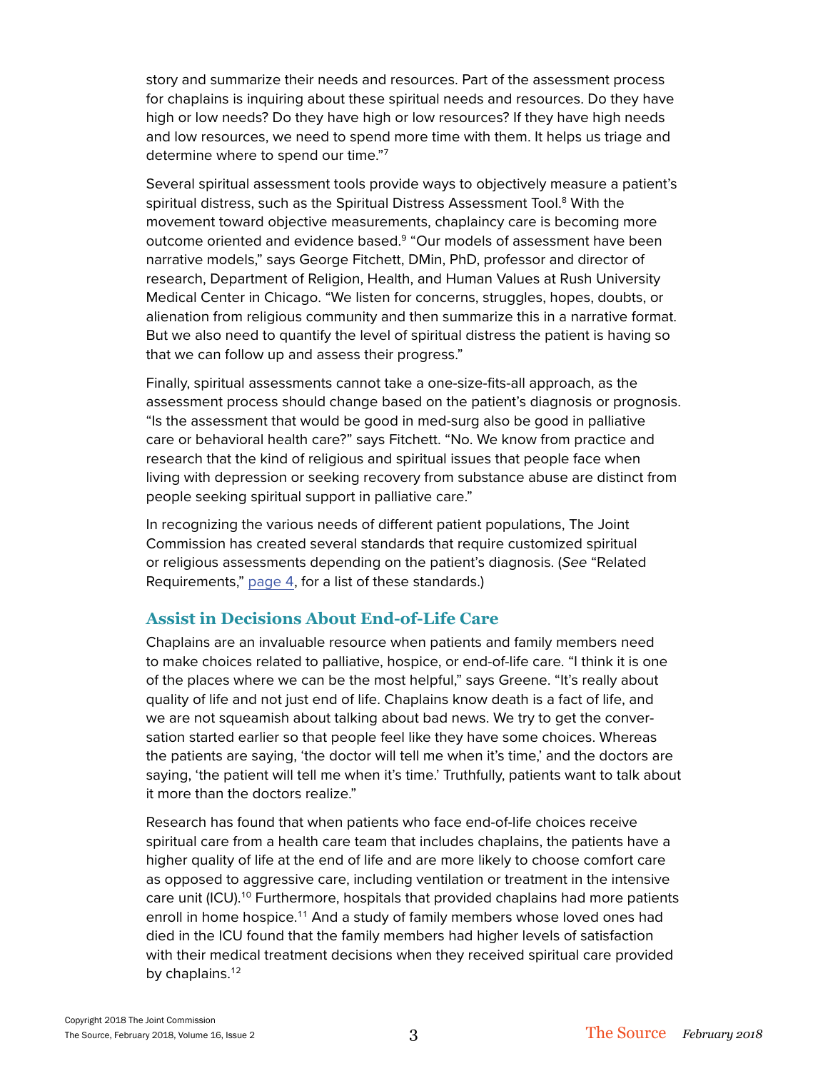story and summarize their needs and resources. Part of the assessment process for chaplains is inquiring about these spiritual needs and resources. Do they have high or low needs? Do they have high or low resources? If they have high needs and low resources, we need to spend more time with them. It helps us triage and determine where to spend our time."[7]

Several spiritual assessment tools provide ways to objectively measure a patient's spiritual distress, such as the Spiritual Distress Assessment Tool.[8] With the movement toward objective measurements, chaplaincy care is becoming more outcome oriented and evidence based.[9] "Our models of assessment have been narrative models," says George Fitchett, DMin, PhD, professor and director of research, Department of Religion, Health, and Human Values at Rush University Medical Center in Chicago. "We listen for concerns, struggles, hopes, doubts, or alienation from religious community and then summarize this in a narrative format. But we also need to quantify the level of spiritual distress the patient is having so that we can follow up and assess their progress."

Finally, spiritual assessments cannot take a one-size-fits-all approach, as the assessment process should change based on the patient's diagnosis or prognosis. "Is the assessment that would be good in med-surg also be good in palliative care or behavioral health care?" says Fitchett. "No. We know from practice and research that the kind of religious and spiritual issues that people face when living with depression or seeking recovery from substance abuse are distinct from people seeking spiritual support in palliative care."

In recognizing the various needs of different patient populations, The Joint Commission has created several standards that require customized spiritual or religious assessments depending on the patient's diagnosis. (*See* "Related Requirements," page 4, for a list of these standards.)

## Assist in Decisions About End-of-Life Care

Chaplains are an invaluable resource when patients and family members need to make choices related to palliative, hospice, or end-of-life care. "I think it is one of the places where we can be the most helpful," says Greene. "It's really about quality of life and not just end of life. Chaplains know death is a fact of life, and we are not squeamish about talking about bad news. We try to get the conversation started earlier so that people feel like they have some choices. Whereas the patients are saying, 'the doctor will tell me when it's time,' and the doctors are saying, 'the patient will tell me when it's time.' Truthfully, patients want to talk about it more than the doctors realize."

Research has found that when patients who face end-of-life choices receive spiritual care from a health care team that includes chaplains, the patients have a higher quality of life at the end of life and are more likely to choose comfort care as opposed to aggressive care, including ventilation or treatment in the intensive care unit (ICU).[10] Furthermore, hospitals that provided chaplains had more patients enroll in home hospice.[11] And a study of family members whose loved ones had died in the ICU found that the family members had higher levels of satisfaction with their medical treatment decisions when they received spiritual care provided by chaplains.[12]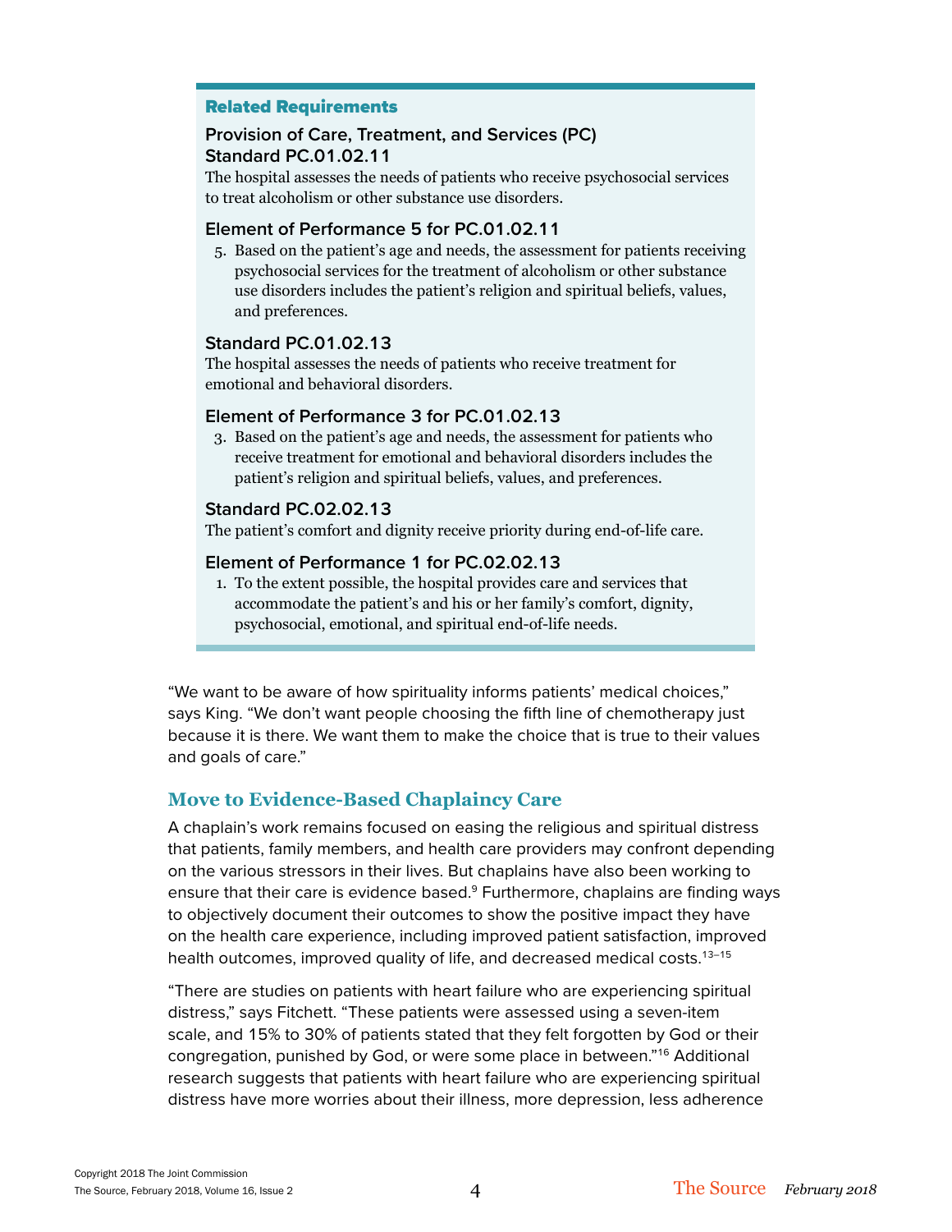### Related Requirements

**Provision of Care, Treatment, and Services (PC)**
**Standard PC.01.02.11**

The hospital assesses the needs of patients who receive psychosocial services to treat alcoholism or other substance use disorders.

**Element of Performance 5 for PC.01.02.11**

5. Based on the patient's age and needs, the assessment for patients receiving psychosocial services for the treatment of alcoholism or other substance use disorders includes the patient's religion and spiritual beliefs, values, and preferences.

**Standard PC.01.02.13**

The hospital assesses the needs of patients who receive treatment for emotional and behavioral disorders.

**Element of Performance 3 for PC.01.02.13**

3. Based on the patient's age and needs, the assessment for patients who receive treatment for emotional and behavioral disorders includes the patient's religion and spiritual beliefs, values, and preferences.

**Standard PC.02.02.13**

The patient's comfort and dignity receive priority during end-of-life care.

**Element of Performance 1 for PC.02.02.13**

1. To the extent possible, the hospital provides care and services that accommodate the patient's and his or her family's comfort, dignity, psychosocial, emotional, and spiritual end-of-life needs.

"We want to be aware of how spirituality informs patients' medical choices," says King. "We don't want people choosing the fifth line of chemotherapy just because it is there. We want them to make the choice that is true to their values and goals of care."

## Move to Evidence-Based Chaplaincy Care

A chaplain's work remains focused on easing the religious and spiritual distress that patients, family members, and health care providers may confront depending on the various stressors in their lives. But chaplains have also been working to ensure that their care is evidence based.[9] Furthermore, chaplains are finding ways to objectively document their outcomes to show the positive impact they have on the health care experience, including improved patient satisfaction, improved health outcomes, improved quality of life, and decreased medical costs.[13–15]

"There are studies on patients with heart failure who are experiencing spiritual distress," says Fitchett. "These patients were assessed using a seven-item scale, and 15% to 30% of patients stated that they felt forgotten by God or their congregation, punished by God, or were some place in between."[16] Additional research suggests that patients with heart failure who are experiencing spiritual distress have more worries about their illness, more depression, less adherence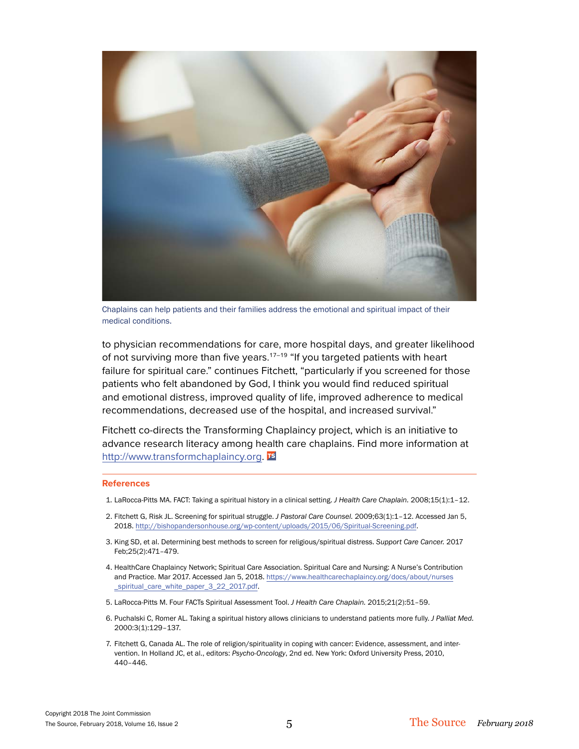Chaplains can help patients and their families address the emotional and spiritual impact of their medical conditions.

to physician recommendations for care, more hospital days, and greater likelihood of not surviving more than five years.[17–19] "If you targeted patients with heart failure for spiritual care." continues Fitchett, "particularly if you screened for those patients who felt abandoned by God, I think you would find reduced spiritual and emotional distress, improved quality of life, improved adherence to medical recommendations, decreased use of the hospital, and increased survival."

Fitchett co-directs the Transforming Chaplaincy project, which is an initiative to advance research literacy among health care chaplains. Find more information at http://www.transformchaplaincy.org.

## References

1. LaRocca-Pitts MA. FACT: Taking a spiritual history in a clinical setting. *J Health Care Chaplain.* 2008;15(1):1–12.
2. Fitchett G, Risk JL. Screening for spiritual struggle. *J Pastoral Care Counsel.* 2009;63(1):1–12. Accessed Jan 5, 2018. http://bishopandersonhouse.org/wp-content/uploads/2015/06/Spiritual-Screening.pdf.
3. King SD, et al. Determining best methods to screen for religious/spiritual distress. *Support Care Cancer.* 2017 Feb;25(2):471–479.
4. HealthCare Chaplaincy Network; Spiritual Care Association. Spiritual Care and Nursing: A Nurse's Contribution and Practice. Mar 2017. Accessed Jan 5, 2018. https://www.healthcarechaplaincy.org/docs/about/nurses_spiritual_care_white_paper_3_22_2017.pdf.
5. LaRocca-Pitts M. Four FACTs Spiritual Assessment Tool. *J Health Care Chaplain.* 2015;21(2):51–59.
6. Puchalski C, Romer AL. Taking a spiritual history allows clinicians to understand patients more fully. *J Palliat Med.* 2000:3(1):129–137.
7. Fitchett G, Canada AL. The role of religion/spirituality in coping with cancer: Evidence, assessment, and intervention. In Holland JC, et al., editors: *Psycho-Oncology*, 2nd ed. New York: Oxford University Press, 2010, 440–446.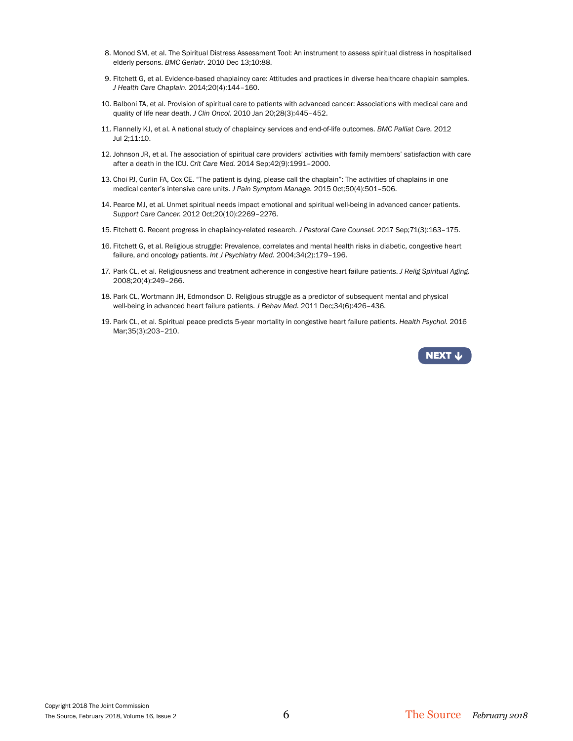8. Monod SM, et al. The Spiritual Distress Assessment Tool: An instrument to assess spiritual distress in hospitalised elderly persons. *BMC Geriatr*. 2010 Dec 13;10:88.

9. Fitchett G, et al. Evidence-based chaplaincy care: Attitudes and practices in diverse healthcare chaplain samples. *J Health Care Chaplain*. 2014;20(4):144–160.

10. Balboni TA, et al. Provision of spiritual care to patients with advanced cancer: Associations with medical care and quality of life near death. *J Clin Oncol.* 2010 Jan 20;28(3):445–452.

11. Flannelly KJ, et al. A national study of chaplaincy services and end-of-life outcomes. *BMC Palliat Care.* 2012 Jul 2;11:10.

12. Johnson JR, et al. The association of spiritual care providers' activities with family members' satisfaction with care after a death in the ICU. *Crit Care Med.* 2014 Sep;42(9):1991–2000.

13. Choi PJ, Curlin FA, Cox CE. "The patient is dying, please call the chaplain": The activities of chaplains in one medical center's intensive care units. *J Pain Symptom Manage.* 2015 Oct;50(4):501–506.

14. Pearce MJ, et al. Unmet spiritual needs impact emotional and spiritual well-being in advanced cancer patients. *Support Care Cancer.* 2012 Oct;20(10):2269–2276.

15. Fitchett G. Recent progress in chaplaincy-related research. *J Pastoral Care Counsel.* 2017 Sep;71(3):163–175.

16. Fitchett G, et al. Religious struggle: Prevalence, correlates and mental health risks in diabetic, congestive heart failure, and oncology patients. *Int J Psychiatry Med.* 2004;34(2):179–196.

17. Park CL, et al. Religiousness and treatment adherence in congestive heart failure patients. *J Relig Spiritual Aging.* 2008;20(4):249–266.

18. Park CL, Wortmann JH, Edmondson D. Religious struggle as a predictor of subsequent mental and physical well-being in advanced heart failure patients. *J Behav Med.* 2011 Dec;34(6):426–436.

19. Park CL, et al. Spiritual peace predicts 5-year mortality in congestive heart failure patients. *Health Psychol.* 2016 Mar;35(3):203–210.

NEXT ↓